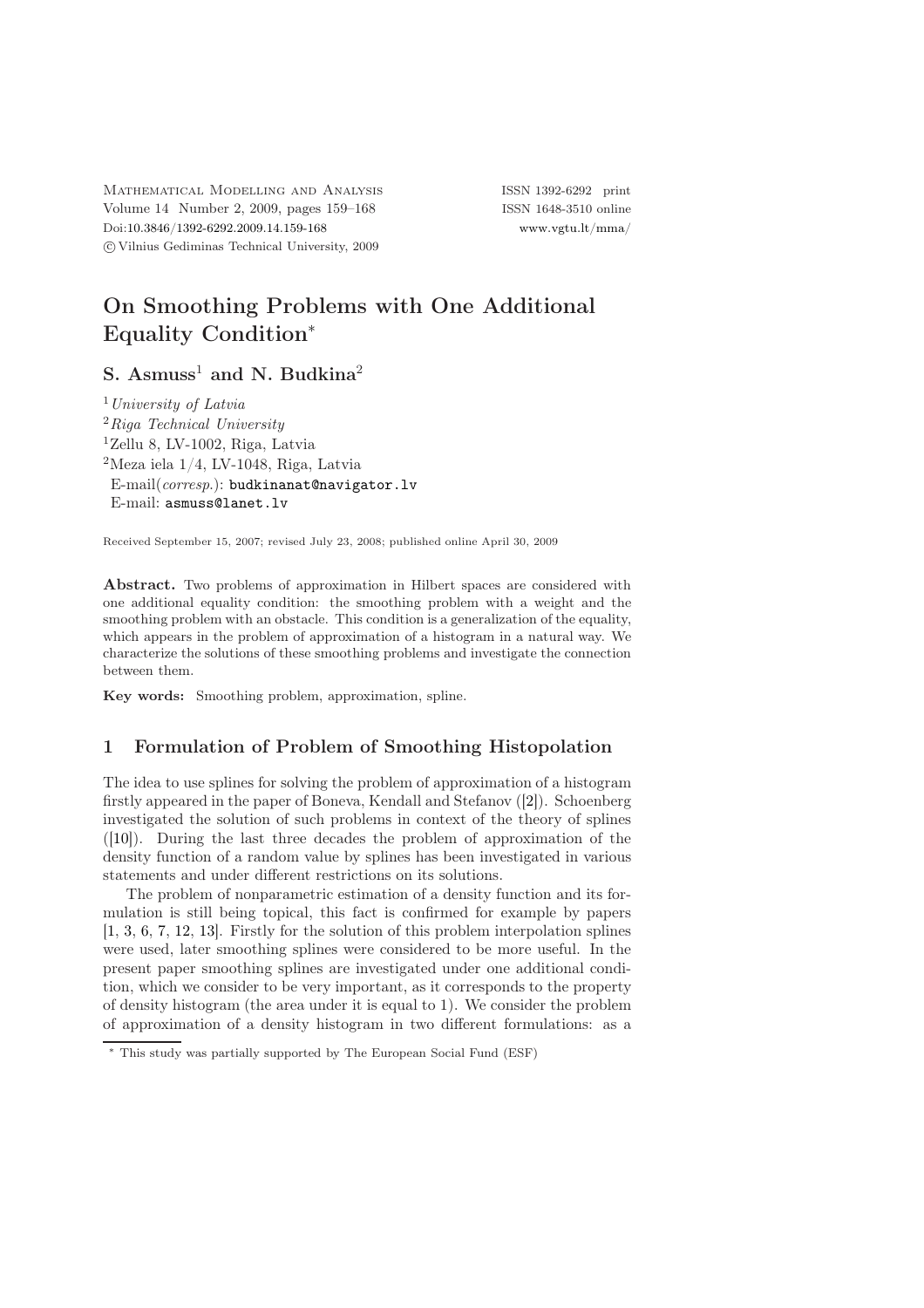# On Smoothing Problems with One Additional Equality Condition*

**S. Asmuss[1] and N. Budkina[2]**

[1] *University of Latvia*
[2] *Riga Technical University*
[1]Zellu 8, LV-1002, Riga, Latvia
[2]Meza iela 1/4, LV-1048, Riga, Latvia
E-mail(*corresp.*): budkinanat@navigator.lv
E-mail: asmuss@lanet.lv

Received September 15, 2007; revised July 23, 2008; published online April 30, 2009

**Abstract.** Two problems of approximation in Hilbert spaces are considered with one additional equality condition: the smoothing problem with a weight and the smoothing problem with an obstacle. This condition is a generalization of the equality, which appears in the problem of approximation of a histogram in a natural way. We characterize the solutions of these smoothing problems and investigate the connection between them.

**Key words:** Smoothing problem, approximation, spline.

## 1 Formulation of Problem of Smoothing Histopolation

The idea to use splines for solving the problem of approximation of a histogram firstly appeared in the paper of Boneva, Kendall and Stefanov ([2]). Schoenberg investigated the solution of such problems in context of the theory of splines ([10]). During the last three decades the problem of approximation of the density function of a random value by splines has been investigated in various statements and under different restrictions on its solutions.

The problem of nonparametric estimation of a density function and its formulation is still being topical, this fact is confirmed for example by papers [1, 3, 6, 7, 12, 13]. Firstly for the solution of this problem interpolation splines were used, later smoothing splines were considered to be more useful. In the present paper smoothing splines are investigated under one additional condition, which we consider to be very important, as it corresponds to the property of density histogram (the area under it is equal to 1). We consider the problem of approximation of a density histogram in two different formulations: as a

* This study was partially supported by The European Social Fund (ESF)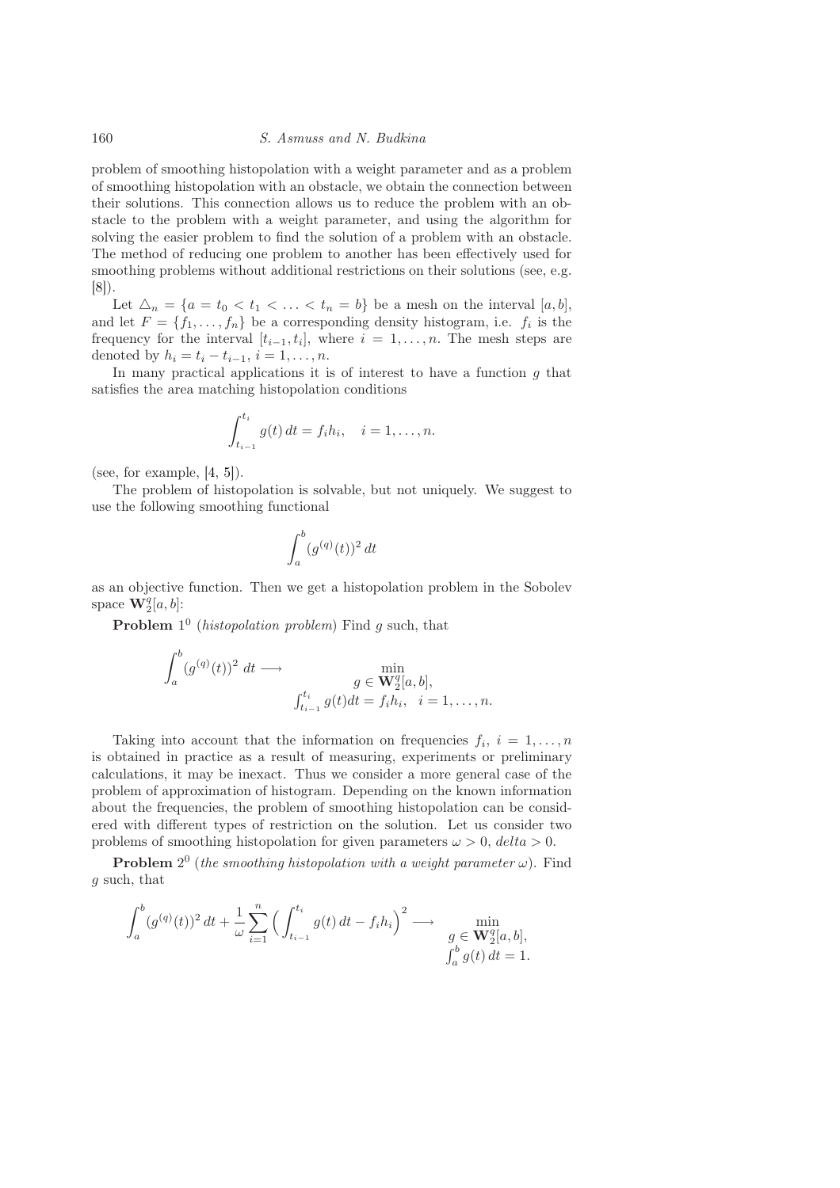problem of smoothing histopolation with a weight parameter and as a problem of smoothing histopolation with an obstacle, we obtain the connection between their solutions. This connection allows us to reduce the problem with an obstacle to the problem with a weight parameter, and using the algorithm for solving the easier problem to find the solution of a problem with an obstacle. The method of reducing one problem to another has been effectively used for smoothing problems without additional restrictions on their solutions (see, e.g. [8]).

Let $\triangle_n = \{a = t_0 < t_1 < \ldots < t_n = b\}$ be a mesh on the interval $[a, b]$, and let $F = \{f_1, \ldots, f_n\}$ be a corresponding density histogram, i.e. $f_i$ is the frequency for the interval $[t_{i-1}, t_i]$, where $i = 1, \ldots, n$. The mesh steps are denoted by $h_i = t_i - t_{i-1}$, $i = 1, \ldots, n$.

In many practical applications it is of interest to have a function $g$ that satisfies the area matching histopolation conditions

$$\int_{t_{i-1}}^{t_i} g(t)\, dt = f_i h_i, \quad i = 1, \ldots, n.$$

(see, for example, [4, 5]).

The problem of histopolation is solvable, but not uniquely. We suggest to use the following smoothing functional

$$\int_a^b (g^{(q)}(t))^2\, dt$$

as an objective function. Then we get a histopolation problem in the Sobolev space $\mathbf{W}_2^q[a, b]$:

**Problem** $1^0$ (*histopolation problem*) Find $g$ such, that

$$\int_a^b (g^{(q)}(t))^2\ dt \longrightarrow \min_{\substack{g \in \mathbf{W}_2^q[a,b], \\ \int_{t_{i-1}}^{t_i} g(t)dt = f_i h_i, \quad i = 1, \ldots, n.}}$$

Taking into account that the information on frequencies $f_i$, $i = 1, \ldots, n$ is obtained in practice as a result of measuring, experiments or preliminary calculations, it may be inexact. Thus we consider a more general case of the problem of approximation of histogram. Depending on the known information about the frequencies, the problem of smoothing histopolation can be considered with different types of restriction on the solution. Let us consider two problems of smoothing histopolation for given parameters $\omega > 0$, $delta > 0$.

**Problem** $2^0$ (*the smoothing histopolation with a weight parameter* $\omega$). Find $g$ such, that

$$\int_a^b (g^{(q)}(t))^2\, dt + \frac{1}{\omega} \sum_{i=1}^n \Big( \int_{t_{i-1}}^{t_i} g(t)\, dt - f_i h_i \Big)^2 \longrightarrow \min_{\substack{g \in \mathbf{W}_2^q[a,b], \\ \int_a^b g(t)\, dt = 1.}}$$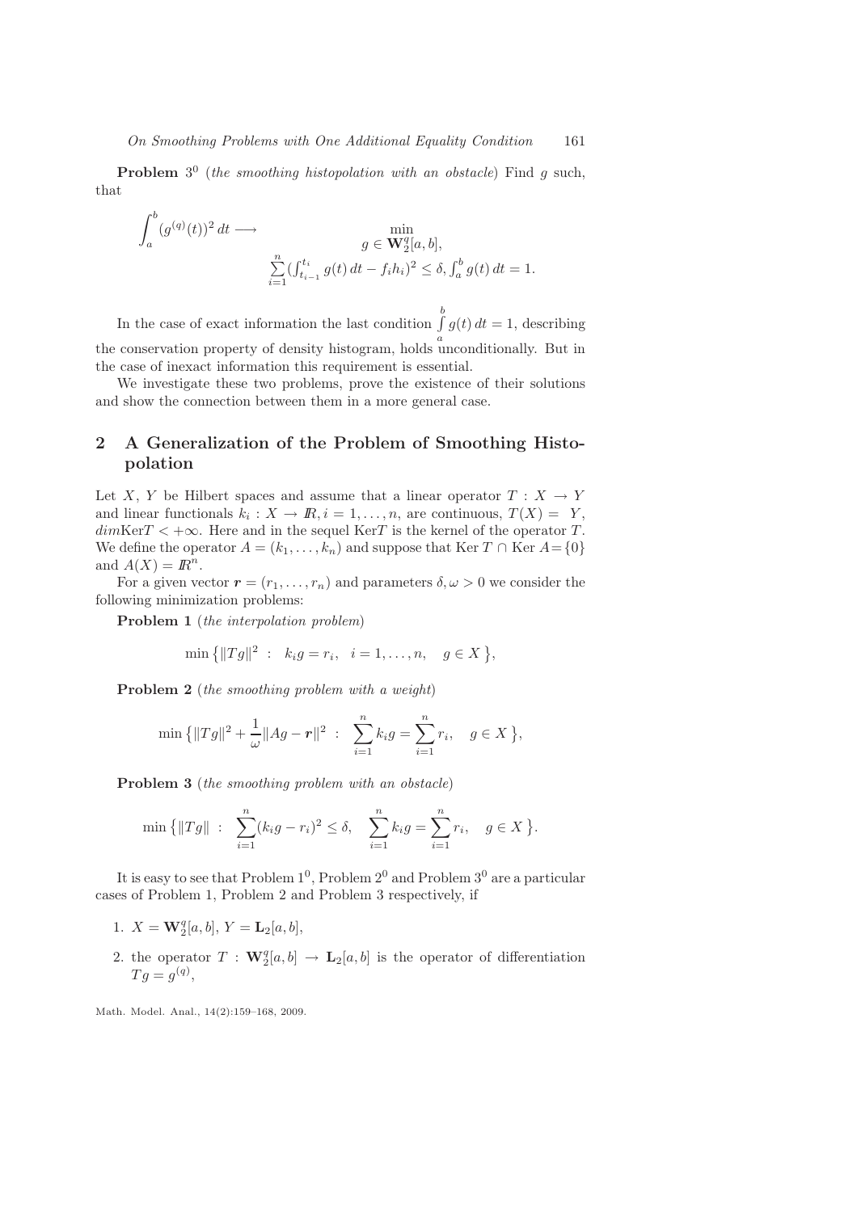**Problem** $3^0$ (*the smoothing histopolation with an obstacle*) Find $g$ such, that

$$\int_a^b (g^{(q)}(t))^2\,dt \longrightarrow \min_{\substack{g \in \mathbf{W}_2^q[a,b],\\ \sum_{i=1}^n (\int_{t_{i-1}}^{t_i} g(t)\,dt - f_i h_i)^2 \le \delta,\ \int_a^b g(t)\,dt = 1.}}$$

In the case of exact information the last condition $\int_a^b g(t)\,dt = 1$, describing the conservation property of density histogram, holds unconditionally. But in the case of inexact information this requirement is essential.

We investigate these two problems, prove the existence of their solutions and show the connection between them in a more general case.

## 2 A Generalization of the Problem of Smoothing Histopolation

Let $X$, $Y$ be Hilbert spaces and assume that a linear operator $T : X \to Y$ and linear functionals $k_i : X \to \mathbb{R}, i = 1, \ldots, n$, are continuous, $T(X) = Y$, $dim \mathrm{Ker} T < +\infty$. Here and in the sequel $\mathrm{Ker}T$ is the kernel of the operator $T$. We define the operator $A = (k_1, \ldots, k_n)$ and suppose that $\mathrm{Ker}\, T \cap \mathrm{Ker}\, A = \{0\}$ and $A(X) = \mathbb{R}^n$.

For a given vector $\boldsymbol{r} = (r_1, \ldots, r_n)$ and parameters $\delta, \omega > 0$ we consider the following minimization problems:

**Problem 1** (*the interpolation problem*)

$$\min \big\{ \|Tg\|^2 \ : \ k_i g = r_i, \ \ i = 1, \ldots, n, \quad g \in X \big\},$$

**Problem 2** (*the smoothing problem with a weight*)

$$\min \big\{ \|Tg\|^2 + \frac{1}{\omega}\|Ag - \boldsymbol{r}\|^2 \ : \ \sum_{i=1}^n k_i g = \sum_{i=1}^n r_i, \quad g \in X \big\},$$

**Problem 3** (*the smoothing problem with an obstacle*)

$$\min \big\{ \|Tg\| \ : \ \sum_{i=1}^n (k_i g - r_i)^2 \le \delta, \quad \sum_{i=1}^n k_i g = \sum_{i=1}^n r_i, \quad g \in X \big\}.$$

It is easy to see that Problem $1^0$, Problem $2^0$ and Problem $3^0$ are a particular cases of Problem 1, Problem 2 and Problem 3 respectively, if

1. $X = \mathbf{W}_2^q[a,b]$, $Y = \mathbf{L}_2[a,b]$,
2. the operator $T : \mathbf{W}_2^q[a,b] \to \mathbf{L}_2[a,b]$ is the operator of differentiation $Tg = g^{(q)}$,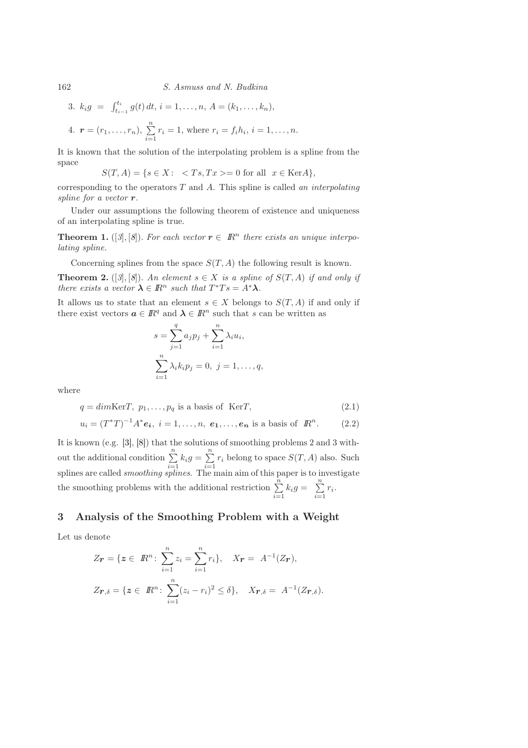3. $k_i g = \int_{t_{i-1}}^{t_i} g(t)\,dt,\ i = 1, \ldots, n,\ A = (k_1, \ldots, k_n)$,

4. $\boldsymbol{r} = (r_1, \ldots, r_n),\ \sum\limits_{i=1}^{n} r_i = 1$, where $r_i = f_i h_i,\ i = 1, \ldots, n$.

It is known that the solution of the interpolating problem is a spline from the space

$$S(T, A) = \{s \in X:\ \ < Ts, Tx >= 0 \text{ for all } \ x \in \mathrm{Ker}A\},$$

corresponding to the operators $T$ and $A$. This spline is called *an interpolating spline for a vector* $\boldsymbol{r}$.

Under our assumptions the following theorem of existence and uniqueness of an interpolating spline is true.

**Theorem 1.** ([3], [8]). *For each vector $\boldsymbol{r} \in \mathbb{R}^n$ there exists an unique interpolating spline.*

Concerning splines from the space $S(T, A)$ the following result is known.

**Theorem 2.** ([3], [8]). *An element $s \in X$ is a spline of $S(T, A)$ if and only if there exists a vector $\boldsymbol{\lambda} \in \mathbb{R}^n$ such that $T^*Ts = A^*\boldsymbol{\lambda}$.*

It allows us to state that an element $s \in X$ belongs to $S(T, A)$ if and only if there exist vectors $\boldsymbol{a} \in \mathbb{R}^q$ and $\boldsymbol{\lambda} \in \mathbb{R}^n$ such that $s$ can be written as

$$s = \sum_{j=1}^{q} a_j p_j + \sum_{i=1}^{n} \lambda_i u_i,$$

$$\sum_{i=1}^{n} \lambda_i k_i p_j = 0,\ j = 1, \ldots, q,$$

where

$$q = dim\mathrm{Ker}T,\ p_1, \ldots, p_q \text{ is a basis of } \mathrm{Ker}T, \tag{2.1}$$

$$u_i = (T^*T)^{-1} A^* \boldsymbol{e_i},\ i = 1, \ldots, n,\ \boldsymbol{e_1}, \ldots, \boldsymbol{e_n} \text{ is a basis of } \mathbb{R}^n. \tag{2.2}$$

It is known (e.g. [3], [8]) that the solutions of smoothing problems 2 and 3 without the additional condition $\sum\limits_{i=1}^{n} k_i g = \sum\limits_{i=1}^{n} r_i$ belong to space $S(T, A)$ also. Such splines are called *smoothing splines*. The main aim of this paper is to investigate the smoothing problems with the additional restriction $\sum\limits_{i=1}^{n} k_i g = \sum\limits_{i=1}^{n} r_i$.

## 3 Analysis of the Smoothing Problem with a Weight

Let us denote

$$Z_{\boldsymbol{r}} = \{\boldsymbol{z} \in \mathbb{R}^n \colon \sum_{i=1}^{n} z_i = \sum_{i=1}^{n} r_i\}, \quad X_{\boldsymbol{r}} = A^{-1}(Z_{\boldsymbol{r}}),$$

$$Z_{\boldsymbol{r},\delta} = \{\boldsymbol{z} \in \mathbb{R}^n \colon \sum_{i=1}^{n} (z_i - r_i)^2 \le \delta\}, \quad X_{\boldsymbol{r},\delta} = A^{-1}(Z_{\boldsymbol{r},\delta}).$$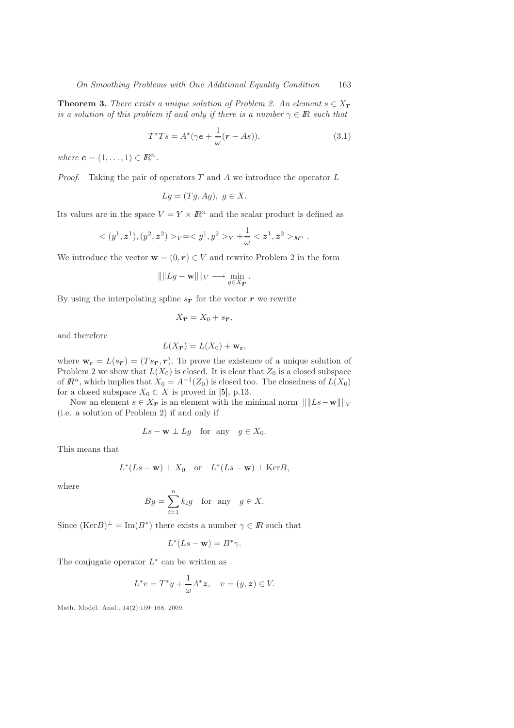**Theorem 3.** *There exists a unique solution of Problem 2. An element $s \in X_{\boldsymbol{r}}$ is a solution of this problem if and only if there is a number $\gamma \in I\!R$ such that*

$$T^*Ts = A^*(\gamma \boldsymbol{e} + \frac{1}{\omega}(\boldsymbol{r} - As)), \tag{3.1}$$

*where $\boldsymbol{e} = (1, \ldots, 1) \in I\!R^n$.*

*Proof.* Taking the pair of operators $T$ and $A$ we introduce the operator $L$

$$Lg = (Tg, Ag), \; g \in X.$$

Its values are in the space $V = Y \times I\!R^n$ and the scalar product is defined as

$$< (y^1, \boldsymbol{z}^1), (y^2, \boldsymbol{z}^2) >_V = < y^1, y^2 >_Y + \frac{1}{\omega} < \boldsymbol{z}^1, \boldsymbol{z}^2 >_{I\!R^n} .$$

We introduce the vector $\mathbf{w} = (0, \boldsymbol{r}) \in V$ and rewrite Problem 2 in the form

$$|||Lg - \mathbf{w}|||_V \longrightarrow \min_{g \in X_{\boldsymbol{r}}} .$$

By using the interpolating spline $s_{\boldsymbol{r}}$ for the vector $\boldsymbol{r}$ we rewrite

$$X_{\boldsymbol{r}} = X_0 + s_{\boldsymbol{r}},$$

and therefore

$$L(X_{\boldsymbol{r}}) = L(X_0) + \mathbf{w_r},$$

where $\mathbf{w_r} = L(s_{\boldsymbol{r}}) = (Ts_{\boldsymbol{r}}, \boldsymbol{r})$. To prove the existence of a unique solution of Problem 2 we show that $L(X_0)$ is closed. It is clear that $Z_0$ is a closed subspace of $I\!R^n$, which implies that $X_0 = A^{-1}(Z_0)$ is closed too. The closedness of $L(X_0)$ for a closed subspace $X_0 \subset X$ is proved in [5], p.13.

Now an element $s \in X_{\boldsymbol{r}}$ is an element with the minimal norm $|||Ls - \mathbf{w}|||_V$ (i.e. a solution of Problem 2) if and only if

$$Ls - \mathbf{w} \perp Lg \quad \text{for any} \quad g \in X_0.$$

This means that

$$L^*(Ls - \mathbf{w}) \perp X_0 \quad \text{or} \quad L^*(Ls - \mathbf{w}) \perp \text{Ker}B,$$

where

$$Bg = \sum_{i=1}^{n} k_i g \quad \text{for any} \quad g \in X.$$

Since $(\text{Ker}B)^\perp = \text{Im}(B^*)$ there exists a number $\gamma \in I\!R$ such that

$$L^*(Ls - \mathbf{w}) = B^*\gamma.$$

The conjugate operator $L^*$ can be written as

$$L^*v = T^*y + \frac{1}{\omega}A^*\boldsymbol{z}, \quad v = (y, \boldsymbol{z}) \in V.$$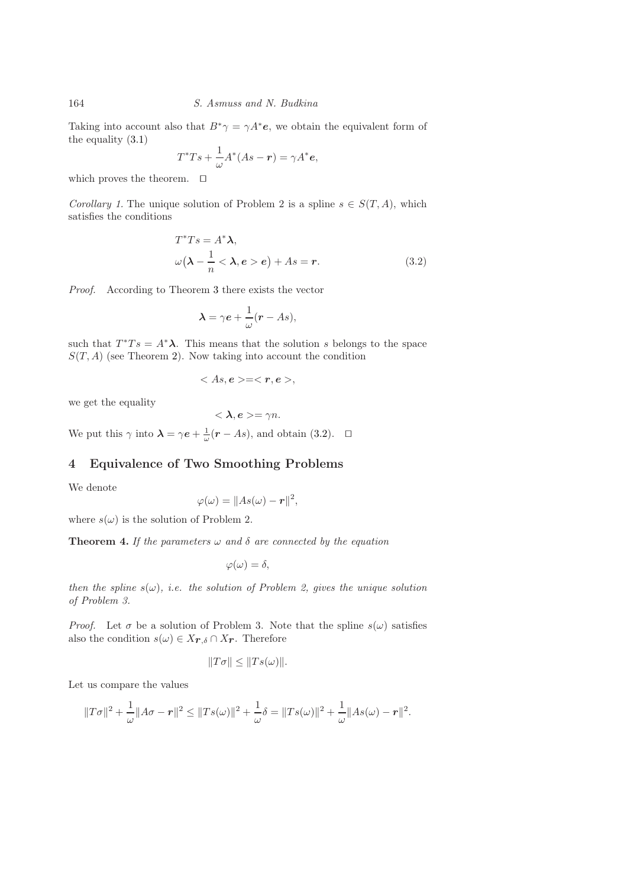Taking into account also that $B^*\gamma = \gamma A^*\boldsymbol{e}$, we obtain the equivalent form of the equality (3.1)

$$T^*Ts + \frac{1}{\omega}A^*(As - \boldsymbol{r}) = \gamma A^*\boldsymbol{e},$$

which proves the theorem. $\square$

*Corollary 1.* The unique solution of Problem 2 is a spline $s \in S(T, A)$, which satisfies the conditions

$$\begin{aligned} &T^*Ts = A^*\boldsymbol{\lambda}, \\ &\omega\big(\boldsymbol{\lambda} - \frac{1}{n} < \boldsymbol{\lambda}, \boldsymbol{e} > \boldsymbol{e}\big) + As = \boldsymbol{r}. \end{aligned} \tag{3.2}$$

*Proof.* According to Theorem 3 there exists the vector

$$\boldsymbol{\lambda} = \gamma\boldsymbol{e} + \frac{1}{\omega}(\boldsymbol{r} - As),$$

such that $T^*Ts = A^*\boldsymbol{\lambda}$. This means that the solution $s$ belongs to the space $S(T, A)$ (see Theorem 2). Now taking into account the condition

$$< As, \boldsymbol{e} >=< \boldsymbol{r}, \boldsymbol{e} >,$$

we get the equality

$$< \boldsymbol{\lambda}, \boldsymbol{e} >= \gamma n.$$

We put this $\gamma$ into $\boldsymbol{\lambda} = \gamma\boldsymbol{e} + \frac{1}{\omega}(\boldsymbol{r} - As)$, and obtain (3.2). $\square$

## 4 Equivalence of Two Smoothing Problems

We denote

$$\varphi(\omega) = \|As(\omega) - \boldsymbol{r}\|^2,$$

where $s(\omega)$ is the solution of Problem 2.

**Theorem 4.** *If the parameters $\omega$ and $\delta$ are connected by the equation*

$$\varphi(\omega) = \delta,$$

*then the spline $s(\omega)$, i.e. the solution of Problem 2, gives the unique solution of Problem 3.*

*Proof.* Let $\sigma$ be a solution of Problem 3. Note that the spline $s(\omega)$ satisfies also the condition $s(\omega) \in X_{\boldsymbol{r},\delta} \cap X_{\boldsymbol{r}}$. Therefore

$$\|T\sigma\| \leq \|Ts(\omega)\|.$$

Let us compare the values

$$\|T\sigma\|^2 + \frac{1}{\omega}\|A\sigma - \boldsymbol{r}\|^2 \leq \|Ts(\omega)\|^2 + \frac{1}{\omega}\delta = \|Ts(\omega)\|^2 + \frac{1}{\omega}\|As(\omega) - \boldsymbol{r}\|^2.$$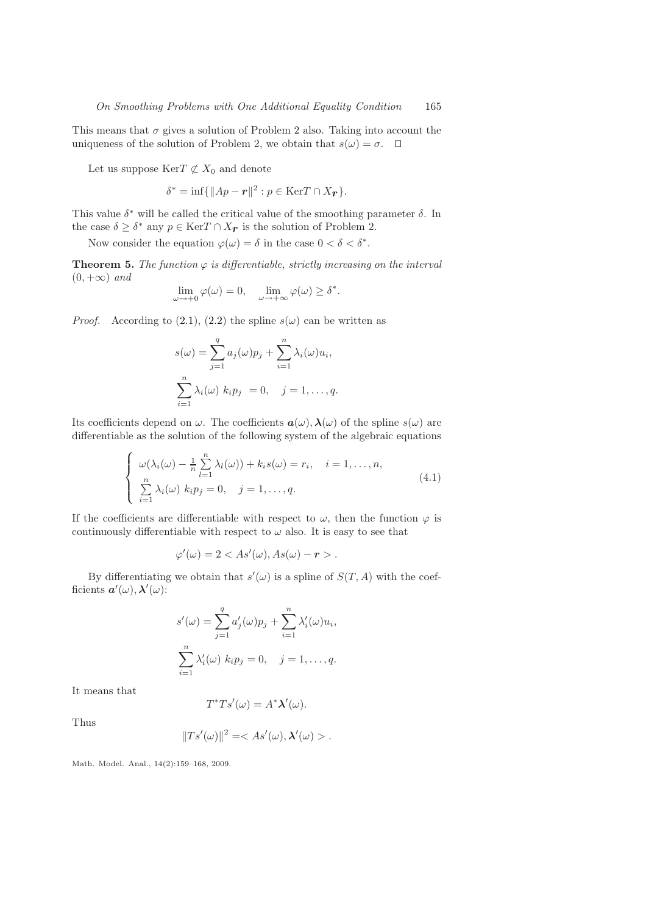This means that $\sigma$ gives a solution of Problem 2 also. Taking into account the uniqueness of the solution of Problem 2, we obtain that $s(\omega) = \sigma$. $\square$

Let us suppose $\mathrm{Ker}T \not\subset X_0$ and denote

$$\delta^* = \inf\{\|Ap - \boldsymbol{r}\|^2 : p \in \mathrm{Ker}T \cap X_{\boldsymbol{r}}\}.$$

This value $\delta^*$ will be called the critical value of the smoothing parameter $\delta$. In the case $\delta \geq \delta^*$ any $p \in \mathrm{Ker}T \cap X_{\boldsymbol{r}}$ is the solution of Problem 2.

Now consider the equation $\varphi(\omega) = \delta$ in the case $0 < \delta < \delta^*$.

**Theorem 5.** *The function $\varphi$ is differentiable, strictly increasing on the interval $(0, +\infty)$ and*

$$\lim_{\omega \to +0} \varphi(\omega) = 0, \quad \lim_{\omega \to +\infty} \varphi(\omega) \geq \delta^*.$$

*Proof.* According to (2.1), (2.2) the spline $s(\omega)$ can be written as

$$s(\omega) = \sum_{j=1}^{q} a_j(\omega) p_j + \sum_{i=1}^{n} \lambda_i(\omega) u_i,$$

$$\sum_{i=1}^{n} \lambda_i(\omega)\ k_i p_j\ = 0, \quad j = 1, \ldots, q.$$

Its coefficients depend on $\omega$. The coefficients $\boldsymbol{a}(\omega), \boldsymbol{\lambda}(\omega)$ of the spline $s(\omega)$ are differentiable as the solution of the following system of the algebraic equations

$$\left\{ \begin{array}{l} \omega(\lambda_i(\omega) - \frac{1}{n}\sum\limits_{l=1}^{n} \lambda_l(\omega)) + k_i s(\omega) = r_i, \quad i = 1, \ldots, n, \\ \sum\limits_{i=1}^{n} \lambda_i(\omega)\ k_i p_j = 0, \quad j = 1, \ldots, q. \end{array} \right. \tag{4.1}$$

If the coefficients are differentiable with respect to $\omega$, then the function $\varphi$ is continuously differentiable with respect to $\omega$ also. It is easy to see that

$$\varphi'(\omega) = 2 < As'(\omega), As(\omega) - \boldsymbol{r} > .$$

By differentiating we obtain that $s'(\omega)$ is a spline of $S(T, A)$ with the coefficients $\boldsymbol{a}'(\omega), \boldsymbol{\lambda}'(\omega)$:

$$s'(\omega) = \sum_{j=1}^{q} a'_j(\omega) p_j + \sum_{i=1}^{n} \lambda'_i(\omega) u_i,$$

$$\sum_{i=1}^{n} \lambda'_i(\omega)\ k_i p_j = 0, \quad j = 1, \ldots, q.$$

It means that

$$T^* T s'(\omega) = A^* \boldsymbol{\lambda}'(\omega).$$

Thus

$$\|Ts'(\omega)\|^2 = < As'(\omega), \boldsymbol{\lambda}'(\omega) > .$$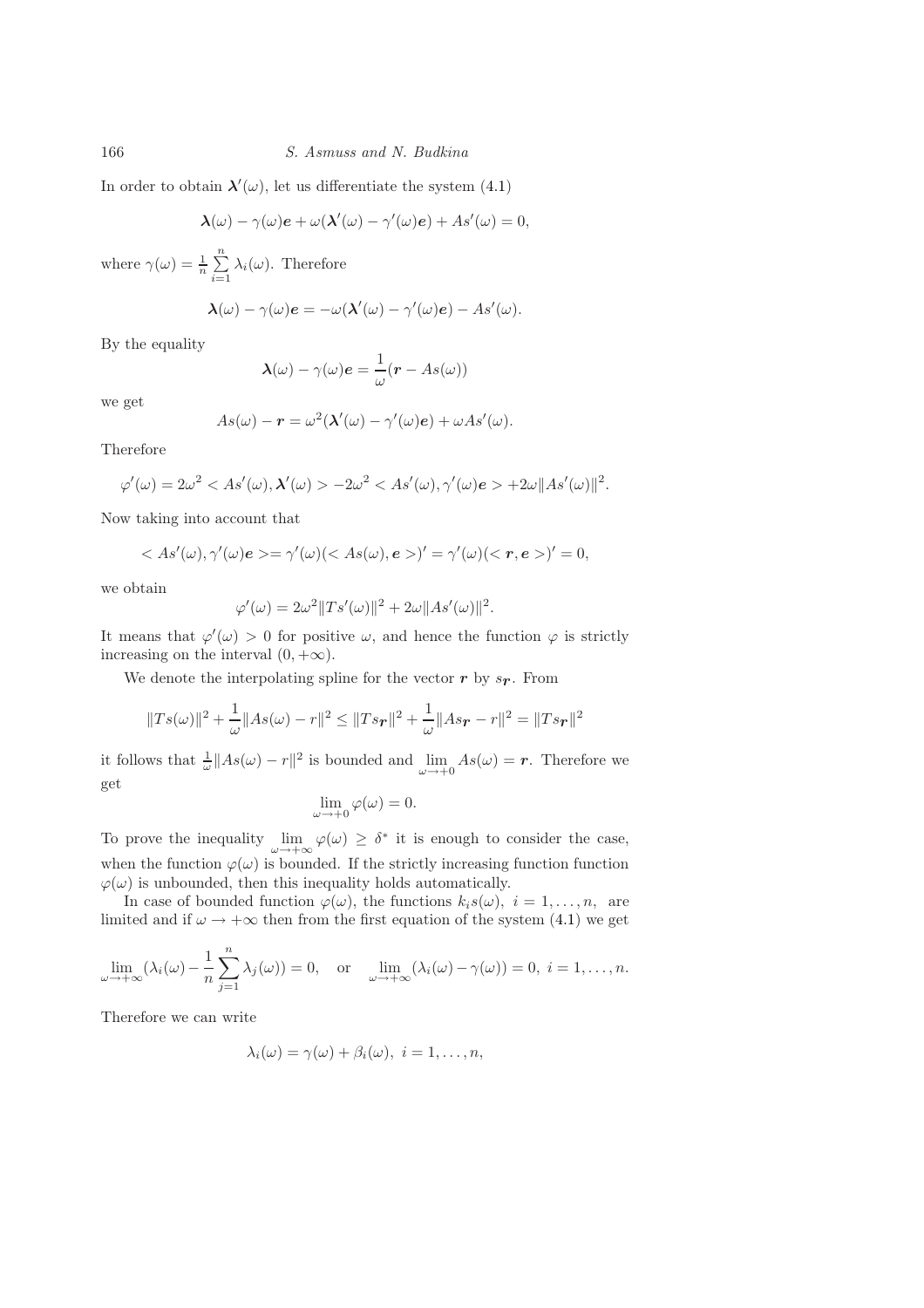In order to obtain $\boldsymbol{\lambda}'(\omega)$, let us differentiate the system (4.1)

$$\boldsymbol{\lambda}(\omega) - \gamma(\omega)\boldsymbol{e} + \omega(\boldsymbol{\lambda}'(\omega) - \gamma'(\omega)\boldsymbol{e}) + As'(\omega) = 0,$$

where $\gamma(\omega) = \frac{1}{n}\sum\limits_{i=1}^{n} \lambda_i(\omega)$. Therefore

$$\boldsymbol{\lambda}(\omega) - \gamma(\omega)\boldsymbol{e} = -\omega(\boldsymbol{\lambda}'(\omega) - \gamma'(\omega)\boldsymbol{e}) - As'(\omega).$$

By the equality

$$\boldsymbol{\lambda}(\omega) - \gamma(\omega)\boldsymbol{e} = \frac{1}{\omega}(\boldsymbol{r} - As(\omega))$$

we get

$$As(\omega) - \boldsymbol{r} = \omega^2(\boldsymbol{\lambda}'(\omega) - \gamma'(\omega)\boldsymbol{e}) + \omega As'(\omega).$$

Therefore

$$\varphi'(\omega) = 2\omega^2 < As'(\omega), \boldsymbol{\lambda}'(\omega) > -2\omega^2 < As'(\omega), \gamma'(\omega)\boldsymbol{e} > +2\omega\|As'(\omega)\|^2.$$

Now taking into account that

$$< As'(\omega), \gamma'(\omega)\boldsymbol{e} >= \gamma'(\omega)(< As(\omega), \boldsymbol{e} >)' = \gamma'(\omega)(< \boldsymbol{r}, \boldsymbol{e} >)' = 0,$$

we obtain

$$\varphi'(\omega) = 2\omega^2\|Ts'(\omega)\|^2 + 2\omega\|As'(\omega)\|^2.$$

It means that $\varphi'(\omega) > 0$ for positive $\omega$, and hence the function $\varphi$ is strictly increasing on the interval $(0, +\infty)$.

We denote the interpolating spline for the vector $\boldsymbol{r}$ by $s_{\boldsymbol{r}}$. From

$$\|Ts(\omega)\|^2 + \frac{1}{\omega}\|As(\omega) - r\|^2 \leq \|Ts_{\boldsymbol{r}}\|^2 + \frac{1}{\omega}\|As_{\boldsymbol{r}} - r\|^2 = \|Ts_{\boldsymbol{r}}\|^2$$

it follows that $\frac{1}{\omega}\|As(\omega) - r\|^2$ is bounded and $\lim\limits_{\omega\to+0} As(\omega) = \boldsymbol{r}$. Therefore we get

$$\lim_{\omega\to+0} \varphi(\omega) = 0.$$

To prove the inequality $\lim\limits_{\omega\to+\infty} \varphi(\omega) \geq \delta^*$ it is enough to consider the case, when the function $\varphi(\omega)$ is bounded. If the strictly increasing function function $\varphi(\omega)$ is unbounded, then this inequality holds automatically.

In case of bounded function $\varphi(\omega)$, the functions $k_i s(\omega)$, $i = 1, \ldots, n$, are limited and if $\omega \to +\infty$ then from the first equation of the system (4.1) we get

$$\lim_{\omega\to+\infty}(\lambda_i(\omega) - \frac{1}{n}\sum_{j=1}^{n}\lambda_j(\omega)) = 0, \quad \text{or} \quad \lim_{\omega\to+\infty}(\lambda_i(\omega) - \gamma(\omega)) = 0, \; i = 1, \ldots, n.$$

Therefore we can write

$$\lambda_i(\omega) = \gamma(\omega) + \beta_i(\omega), \; i = 1, \ldots, n,$$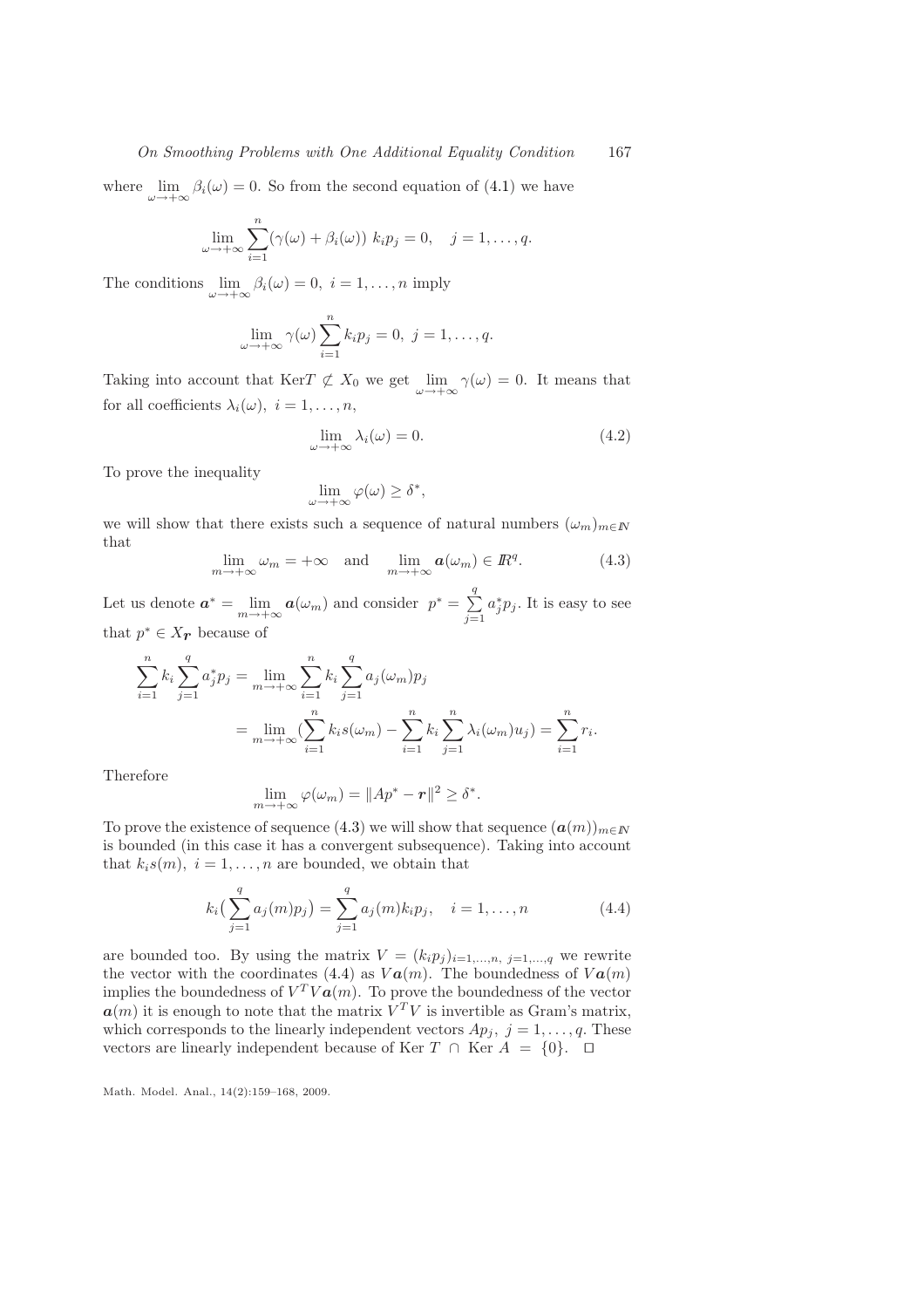where $\lim_{\omega\to+\infty} \beta_i(\omega) = 0$. So from the second equation of (4.1) we have

$$\lim_{\omega\to+\infty} \sum_{i=1}^{n} (\gamma(\omega) + \beta_i(\omega))\ k_i p_j = 0, \quad j = 1, \ldots, q.$$

The conditions $\lim_{\omega\to+\infty} \beta_i(\omega) = 0,\ i = 1, \ldots, n$ imply

$$\lim_{\omega\to+\infty} \gamma(\omega) \sum_{i=1}^{n} k_i p_j = 0,\ j = 1, \ldots, q.$$

Taking into account that $\mathrm{Ker} T \not\subset X_0$ we get $\lim_{\omega\to+\infty} \gamma(\omega) = 0$. It means that for all coefficients $\lambda_i(\omega),\ i = 1, \ldots, n$,

$$\lim_{\omega\to+\infty} \lambda_i(\omega) = 0. \tag{4.2}$$

To prove the inequality

$$\lim_{\omega\to+\infty} \varphi(\omega) \geq \delta^*,$$

we will show that there exists such a sequence of natural numbers $(\omega_m)_{m\in\mathbb{N}}$ that

$$\lim_{m\to+\infty} \omega_m = +\infty \quad \text{and} \quad \lim_{m\to+\infty} \boldsymbol{a}(\omega_m) \in \mathbb{R}^q. \tag{4.3}$$

Let us denote $\boldsymbol{a}^* = \lim_{m\to+\infty} \boldsymbol{a}(\omega_m)$ and consider $p^* = \sum_{j=1}^{q} a_j^* p_j$. It is easy to see that $p^* \in X_{\boldsymbol{r}}$ because of

$$\begin{aligned}
\sum_{i=1}^{n} k_i \sum_{j=1}^{q} a_j^* p_j &= \lim_{m\to+\infty} \sum_{i=1}^{n} k_i \sum_{j=1}^{q} a_j(\omega_m) p_j \\
&= \lim_{m\to+\infty} \Big(\sum_{i=1}^{n} k_i s(\omega_m) - \sum_{i=1}^{n} k_i \sum_{j=1}^{n} \lambda_i(\omega_m) u_j\Big) = \sum_{i=1}^{n} r_i.
\end{aligned}$$

Therefore

$$\lim_{m\to+\infty} \varphi(\omega_m) = \|Ap^* - \boldsymbol{r}\|^2 \geq \delta^*.$$

To prove the existence of sequence (4.3) we will show that sequence $(\boldsymbol{a}(m))_{m\in\mathbb{N}}$ is bounded (in this case it has a convergent subsequence). Taking into account that $k_i s(m),\ i = 1, \ldots, n$ are bounded, we obtain that

$$k_i\big(\sum_{j=1}^{q} a_j(m) p_j\big) = \sum_{j=1}^{q} a_j(m) k_i p_j, \quad i = 1, \ldots, n \tag{4.4}$$

are bounded too. By using the matrix $V = (k_i p_j)_{i=1,\ldots,n,\ j=1,\ldots,q}$ we rewrite the vector with the coordinates (4.4) as $V\boldsymbol{a}(m)$. The boundedness of $V\boldsymbol{a}(m)$ implies the boundedness of $V^T V\boldsymbol{a}(m)$. To prove the boundedness of the vector $\boldsymbol{a}(m)$ it is enough to note that the matrix $V^T V$ is invertible as Gram's matrix, which corresponds to the linearly independent vectors $Ap_j,\ j = 1, \ldots, q$. These vectors are linearly independent because of $\mathrm{Ker}\ T\ \cap\ \mathrm{Ker}\ A\ =\ \{0\}$. ◻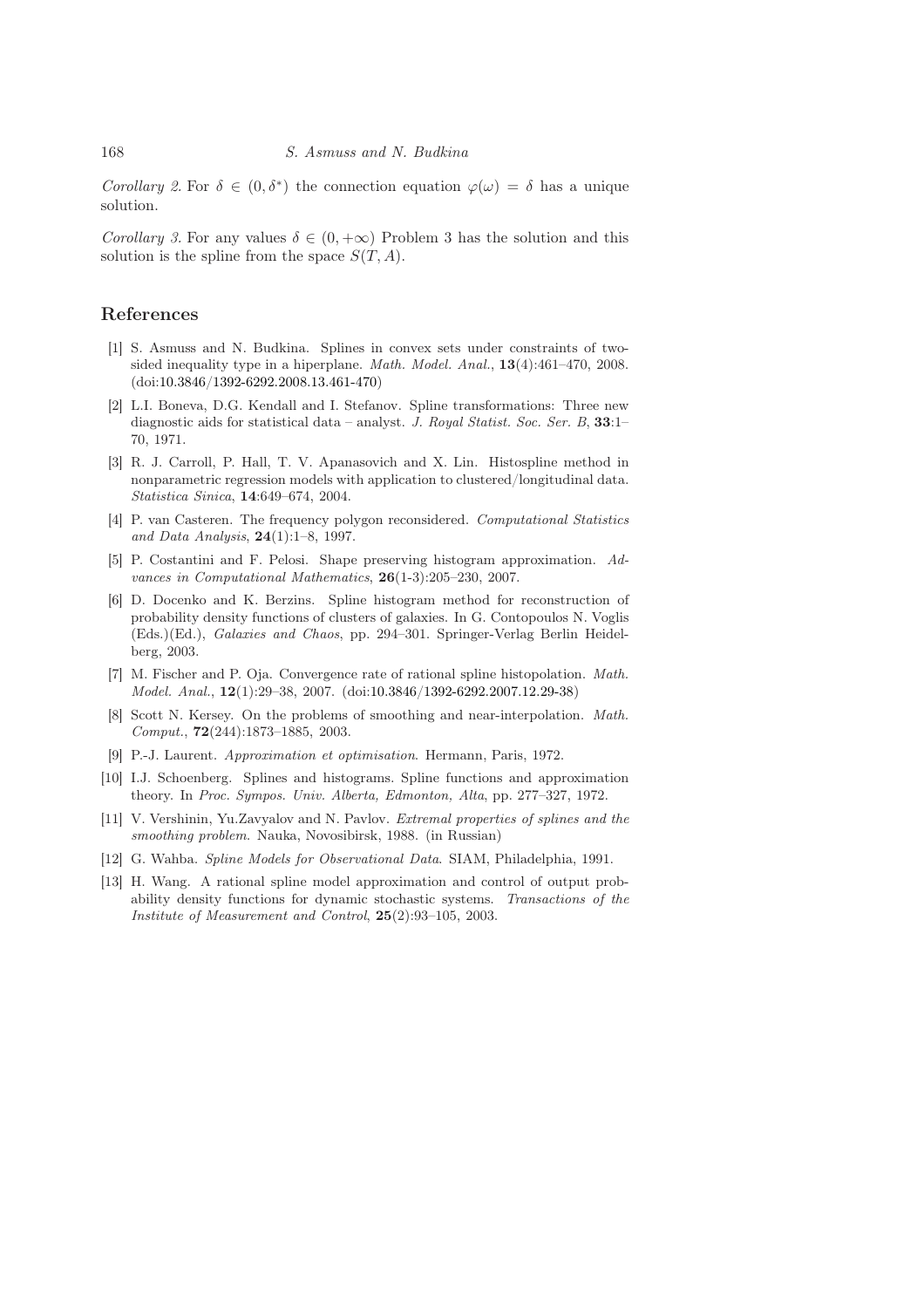*Corollary 2.* For $\delta \in (0, \delta^*)$ the connection equation $\varphi(\omega) = \delta$ has a unique solution.

*Corollary 3.* For any values $\delta \in (0, +\infty)$ Problem 3 has the solution and this solution is the spline from the space $S(T, A)$.

## References

[1] S. Asmuss and N. Budkina. Splines in convex sets under constraints of two-sided inequality type in a hiperplane. *Math. Model. Anal.*, **13**(4):461–470, 2008. (doi:10.3846/1392-6292.2008.13.461-470)

[2] L.I. Boneva, D.G. Kendall and I. Stefanov. Spline transformations: Three new diagnostic aids for statistical data – analyst. *J. Royal Statist. Soc. Ser. B*, **33**:1–70, 1971.

[3] R. J. Carroll, P. Hall, T. V. Apanasovich and X. Lin. Histospline method in nonparametric regression models with application to clustered/longitudinal data. *Statistica Sinica*, **14**:649–674, 2004.

[4] P. van Casteren. The frequency polygon reconsidered. *Computational Statistics and Data Analysis*, **24**(1):1–8, 1997.

[5] P. Costantini and F. Pelosi. Shape preserving histogram approximation. *Advances in Computational Mathematics*, **26**(1-3):205–230, 2007.

[6] D. Docenko and K. Berzins. Spline histogram method for reconstruction of probability density functions of clusters of galaxies. In G. Contopoulos N. Voglis (Eds.)(Ed.), *Galaxies and Chaos*, pp. 294–301. Springer-Verlag Berlin Heidelberg, 2003.

[7] M. Fischer and P. Oja. Convergence rate of rational spline histopolation. *Math. Model. Anal.*, **12**(1):29–38, 2007. (doi:10.3846/1392-6292.2007.12.29-38)

[8] Scott N. Kersey. On the problems of smoothing and near-interpolation. *Math. Comput.*, **72**(244):1873–1885, 2003.

[9] P.-J. Laurent. *Approximation et optimisation*. Hermann, Paris, 1972.

[10] I.J. Schoenberg. Splines and histograms. Spline functions and approximation theory. In *Proc. Sympos. Univ. Alberta, Edmonton, Alta*, pp. 277–327, 1972.

[11] V. Vershinin, Yu.Zavyalov and N. Pavlov. *Extremal properties of splines and the smoothing problem*. Nauka, Novosibirsk, 1988. (in Russian)

[12] G. Wahba. *Spline Models for Observational Data*. SIAM, Philadelphia, 1991.

[13] H. Wang. A rational spline model approximation and control of output probability density functions for dynamic stochastic systems. *Transactions of the Institute of Measurement and Control*, **25**(2):93–105, 2003.